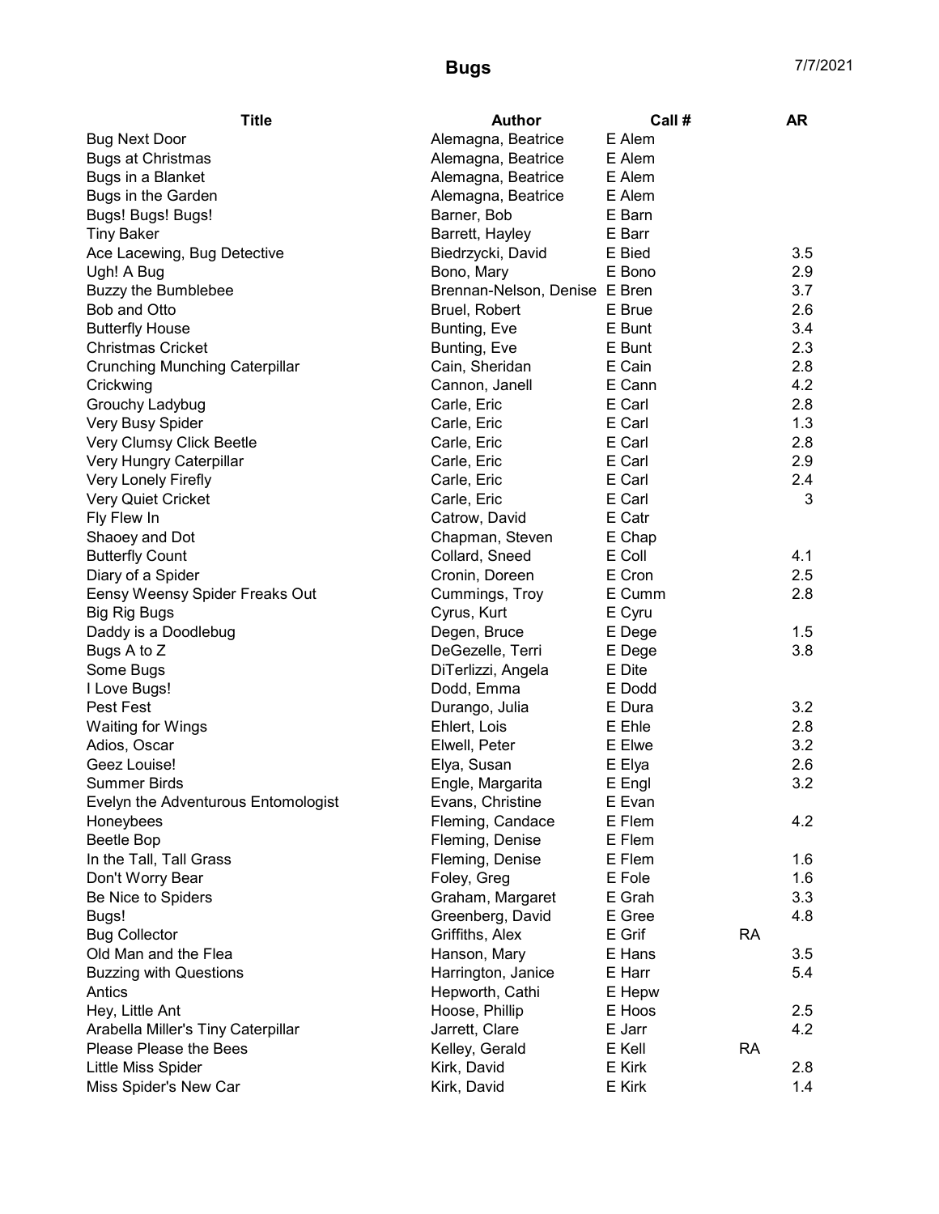# Bugs

7/7/2021

| Title | Author | Call # | | AR |
|---|---|---|---|---|
| Bug Next Door | Alemagna, Beatrice | E Alem | | |
| Bugs at Christmas | Alemagna, Beatrice | E Alem | | |
| Bugs in a Blanket | Alemagna, Beatrice | E Alem | | |
| Bugs in the Garden | Alemagna, Beatrice | E Alem | | |
| Bugs! Bugs! Bugs! | Barner, Bob | E Barn | | |
| Tiny Baker | Barrett, Hayley | E Barr | | |
| Ace Lacewing, Bug Detective | Biedrzycki, David | E Bied | | 3.5 |
| Ugh! A Bug | Bono, Mary | E Bono | | 2.9 |
| Buzzy the Bumblebee | Brennan-Nelson, Denise | E Bren | | 3.7 |
| Bob and Otto | Bruel, Robert | E Brue | | 2.6 |
| Butterfly House | Bunting, Eve | E Bunt | | 3.4 |
| Christmas Cricket | Bunting, Eve | E Bunt | | 2.3 |
| Crunching Munching Caterpillar | Cain, Sheridan | E Cain | | 2.8 |
| Crickwing | Cannon, Janell | E Cann | | 4.2 |
| Grouchy Ladybug | Carle, Eric | E Carl | | 2.8 |
| Very Busy Spider | Carle, Eric | E Carl | | 1.3 |
| Very Clumsy Click Beetle | Carle, Eric | E Carl | | 2.8 |
| Very Hungry Caterpillar | Carle, Eric | E Carl | | 2.9 |
| Very Lonely Firefly | Carle, Eric | E Carl | | 2.4 |
| Very Quiet Cricket | Carle, Eric | E Carl | | 3 |
| Fly Flew In | Catrow, David | E Catr | | |
| Shaoey and Dot | Chapman, Steven | E Chap | | |
| Butterfly Count | Collard, Sneed | E Coll | | 4.1 |
| Diary of a Spider | Cronin, Doreen | E Cron | | 2.5 |
| Eensy Weensy Spider Freaks Out | Cummings, Troy | E Cumm | | 2.8 |
| Big Rig Bugs | Cyrus, Kurt | E Cyru | | |
| Daddy is a Doodlebug | Degen, Bruce | E Dege | | 1.5 |
| Bugs A to Z | DeGezelle, Terri | E Dege | | 3.8 |
| Some Bugs | DiTerlizzi, Angela | E Dite | | |
| I Love Bugs! | Dodd, Emma | E Dodd | | |
| Pest Fest | Durango, Julia | E Dura | | 3.2 |
| Waiting for Wings | Ehlert, Lois | E Ehle | | 2.8 |
| Adios, Oscar | Elwell, Peter | E Elwe | | 3.2 |
| Geez Louise! | Elya, Susan | E Elya | | 2.6 |
| Summer Birds | Engle, Margarita | E Engl | | 3.2 |
| Evelyn the Adventurous Entomologist | Evans, Christine | E Evan | | |
| Honeybees | Fleming, Candace | E Flem | | 4.2 |
| Beetle Bop | Fleming, Denise | E Flem | | |
| In the Tall, Tall Grass | Fleming, Denise | E Flem | | 1.6 |
| Don't Worry Bear | Foley, Greg | E Fole | | 1.6 |
| Be Nice to Spiders | Graham, Margaret | E Grah | | 3.3 |
| Bugs! | Greenberg, David | E Gree | | 4.8 |
| Bug Collector | Griffiths, Alex | E Grif | RA | |
| Old Man and the Flea | Hanson, Mary | E Hans | | 3.5 |
| Buzzing with Questions | Harrington, Janice | E Harr | | 5.4 |
| Antics | Hepworth, Cathi | E Hepw | | |
| Hey, Little Ant | Hoose, Phillip | E Hoos | | 2.5 |
| Arabella Miller's Tiny Caterpillar | Jarrett, Clare | E Jarr | | 4.2 |
| Please Please the Bees | Kelley, Gerald | E Kell | RA | |
| Little Miss Spider | Kirk, David | E Kirk | | 2.8 |
| Miss Spider's New Car | Kirk, David | E Kirk | | 1.4 |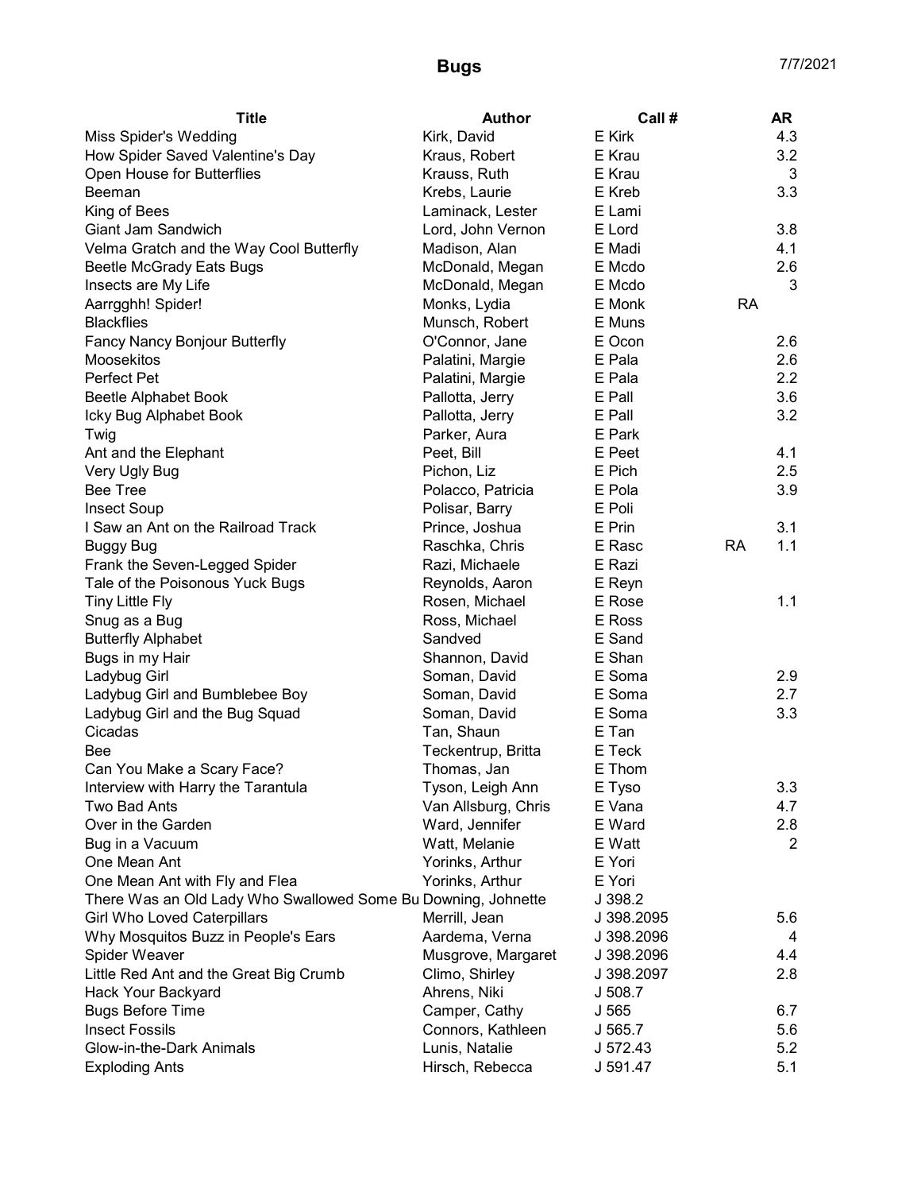# Bugs

7/7/2021

| Title | Author | Call # | | AR |
|---|---|---|---|---|
| Miss Spider's Wedding | Kirk, David | E Kirk | | 4.3 |
| How Spider Saved Valentine's Day | Kraus, Robert | E Krau | | 3.2 |
| Open House for Butterflies | Krauss, Ruth | E Krau | | 3 |
| Beeman | Krebs, Laurie | E Kreb | | 3.3 |
| King of Bees | Laminack, Lester | E Lami | | |
| Giant Jam Sandwich | Lord, John Vernon | E Lord | | 3.8 |
| Velma Gratch and the Way Cool Butterfly | Madison, Alan | E Madi | | 4.1 |
| Beetle McGrady Eats Bugs | McDonald, Megan | E Mcdo | | 2.6 |
| Insects are My Life | McDonald, Megan | E Mcdo | | 3 |
| Aarrgghh! Spider! | Monks, Lydia | E Monk | RA | |
| Blackflies | Munsch, Robert | E Muns | | |
| Fancy Nancy Bonjour Butterfly | O'Connor, Jane | E Ocon | | 2.6 |
| Moosekitos | Palatini, Margie | E Pala | | 2.6 |
| Perfect Pet | Palatini, Margie | E Pala | | 2.2 |
| Beetle Alphabet Book | Pallotta, Jerry | E Pall | | 3.6 |
| Icky Bug Alphabet Book | Pallotta, Jerry | E Pall | | 3.2 |
| Twig | Parker, Aura | E Park | | |
| Ant and the Elephant | Peet, Bill | E Peet | | 4.1 |
| Very Ugly Bug | Pichon, Liz | E Pich | | 2.5 |
| Bee Tree | Polacco, Patricia | E Pola | | 3.9 |
| Insect Soup | Polisar, Barry | E Poli | | |
| I Saw an Ant on the Railroad Track | Prince, Joshua | E Prin | | 3.1 |
| Buggy Bug | Raschka, Chris | E Rasc | RA | 1.1 |
| Frank the Seven-Legged Spider | Razi, Michaele | E Razi | | |
| Tale of the Poisonous Yuck Bugs | Reynolds, Aaron | E Reyn | | |
| Tiny Little Fly | Rosen, Michael | E Rose | | 1.1 |
| Snug as a Bug | Ross, Michael | E Ross | | |
| Butterfly Alphabet | Sandved | E Sand | | |
| Bugs in my Hair | Shannon, David | E Shan | | |
| Ladybug Girl | Soman, David | E Soma | | 2.9 |
| Ladybug Girl and Bumblebee Boy | Soman, David | E Soma | | 2.7 |
| Ladybug Girl and the Bug Squad | Soman, David | E Soma | | 3.3 |
| Cicadas | Tan, Shaun | E Tan | | |
| Bee | Teckentrup, Britta | E Teck | | |
| Can You Make a Scary Face? | Thomas, Jan | E Thom | | |
| Interview with Harry the Tarantula | Tyson, Leigh Ann | E Tyso | | 3.3 |
| Two Bad Ants | Van Allsburg, Chris | E Vana | | 4.7 |
| Over in the Garden | Ward, Jennifer | E Ward | | 2.8 |
| Bug in a Vacuum | Watt, Melanie | E Watt | | 2 |
| One Mean Ant | Yorinks, Arthur | E Yori | | |
| One Mean Ant with Fly and Flea | Yorinks, Arthur | E Yori | | |
| There Was an Old Lady Who Swallowed Some Bu | Downing, Johnette | J 398.2 | | |
| Girl Who Loved Caterpillars | Merrill, Jean | J 398.2095 | | 5.6 |
| Why Mosquitos Buzz in People's Ears | Aardema, Verna | J 398.2096 | | 4 |
| Spider Weaver | Musgrove, Margaret | J 398.2096 | | 4.4 |
| Little Red Ant and the Great Big Crumb | Climo, Shirley | J 398.2097 | | 2.8 |
| Hack Your Backyard | Ahrens, Niki | J 508.7 | | |
| Bugs Before Time | Camper, Cathy | J 565 | | 6.7 |
| Insect Fossils | Connors, Kathleen | J 565.7 | | 5.6 |
| Glow-in-the-Dark Animals | Lunis, Natalie | J 572.43 | | 5.2 |
| Exploding Ants | Hirsch, Rebecca | J 591.47 | | 5.1 |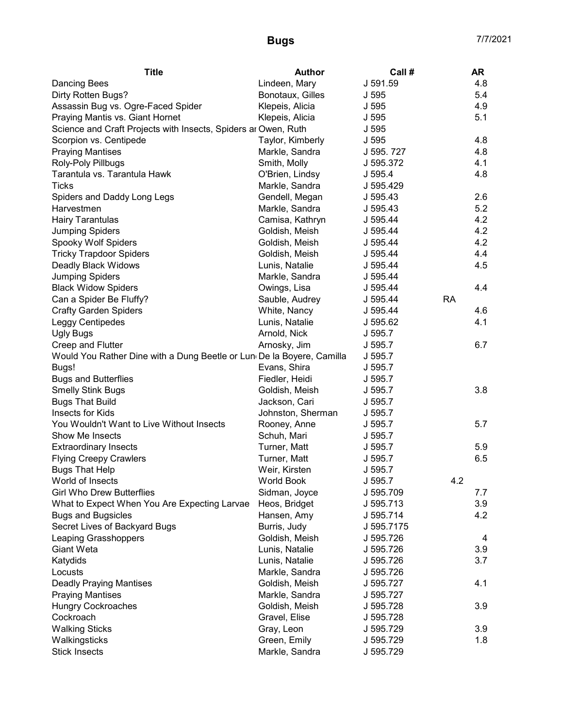# Bugs

7/7/2021

| Title | Author | Call # | AR |
|---|---|---|---|
| Dancing Bees | Lindeen, Mary | J 591.59 | 4.8 |
| Dirty Rotten Bugs? | Bonotaux, Gilles | J 595 | 5.4 |
| Assassin Bug vs. Ogre-Faced Spider | Klepeis, Alicia | J 595 | 4.9 |
| Praying Mantis vs. Giant Hornet | Klepeis, Alicia | J 595 | 5.1 |
| Science and Craft Projects with Insects, Spiders ar | Owen, Ruth | J 595 | |
| Scorpion vs. Centipede | Taylor, Kimberly | J 595 | 4.8 |
| Praying Mantises | Markle, Sandra | J 595. 727 | 4.8 |
| Roly-Poly Pillbugs | Smith, Molly | J 595.372 | 4.1 |
| Tarantula vs. Tarantula Hawk | O'Brien, Lindsy | J 595.4 | 4.8 |
| Ticks | Markle, Sandra | J 595.429 | |
| Spiders and Daddy Long Legs | Gendell, Megan | J 595.43 | 2.6 |
| Harvestmen | Markle, Sandra | J 595.43 | 5.2 |
| Hairy Tarantulas | Camisa, Kathryn | J 595.44 | 4.2 |
| Jumping Spiders | Goldish, Meish | J 595.44 | 4.2 |
| Spooky Wolf Spiders | Goldish, Meish | J 595.44 | 4.2 |
| Tricky Trapdoor Spiders | Goldish, Meish | J 595.44 | 4.4 |
| Deadly Black Widows | Lunis, Natalie | J 595.44 | 4.5 |
| Jumping Spiders | Markle, Sandra | J 595.44 | |
| Black Widow Spiders | Owings, Lisa | J 595.44 | 4.4 |
| Can a Spider Be Fluffy? | Sauble, Audrey | J 595.44 | RA |
| Crafty Garden Spiders | White, Nancy | J 595.44 | 4.6 |
| Leggy Centipedes | Lunis, Natalie | J 595.62 | 4.1 |
| Ugly Bugs | Arnold, Nick | J 595.7 | |
| Creep and Flutter | Arnosky, Jim | J 595.7 | 6.7 |
| Would You Rather Dine with a Dung Beetle or Lun | De la Boyere, Camilla | J 595.7 | |
| Bugs! | Evans, Shira | J 595.7 | |
| Bugs and Butterflies | Fiedler, Heidi | J 595.7 | |
| Smelly Stink Bugs | Goldish, Meish | J 595.7 | 3.8 |
| Bugs That Build | Jackson, Cari | J 595.7 | |
| Insects for Kids | Johnston, Sherman | J 595.7 | |
| You Wouldn't Want to Live Without Insects | Rooney, Anne | J 595.7 | 5.7 |
| Show Me Insects | Schuh, Mari | J 595.7 | |
| Extraordinary Insects | Turner, Matt | J 595.7 | 5.9 |
| Flying Creepy Crawlers | Turner, Matt | J 595.7 | 6.5 |
| Bugs That Help | Weir, Kirsten | J 595.7 | |
| World of Insects | World Book | J 595.7 | 4.2 |
| Girl Who Drew Butterflies | Sidman, Joyce | J 595.709 | 7.7 |
| What to Expect When You Are Expecting Larvae | Heos, Bridget | J 595.713 | 3.9 |
| Bugs and Bugsicles | Hansen, Amy | J 595.714 | 4.2 |
| Secret Lives of Backyard Bugs | Burris, Judy | J 595.7175 | |
| Leaping Grasshoppers | Goldish, Meish | J 595.726 | 4 |
| Giant Weta | Lunis, Natalie | J 595.726 | 3.9 |
| Katydids | Lunis, Natalie | J 595.726 | 3.7 |
| Locusts | Markle, Sandra | J 595.726 | |
| Deadly Praying Mantises | Goldish, Meish | J 595.727 | 4.1 |
| Praying Mantises | Markle, Sandra | J 595.727 | |
| Hungry Cockroaches | Goldish, Meish | J 595.728 | 3.9 |
| Cockroach | Gravel, Elise | J 595.728 | |
| Walking Sticks | Gray, Leon | J 595.729 | 3.9 |
| Walkingsticks | Green, Emily | J 595.729 | 1.8 |
| Stick Insects | Markle, Sandra | J 595.729 | |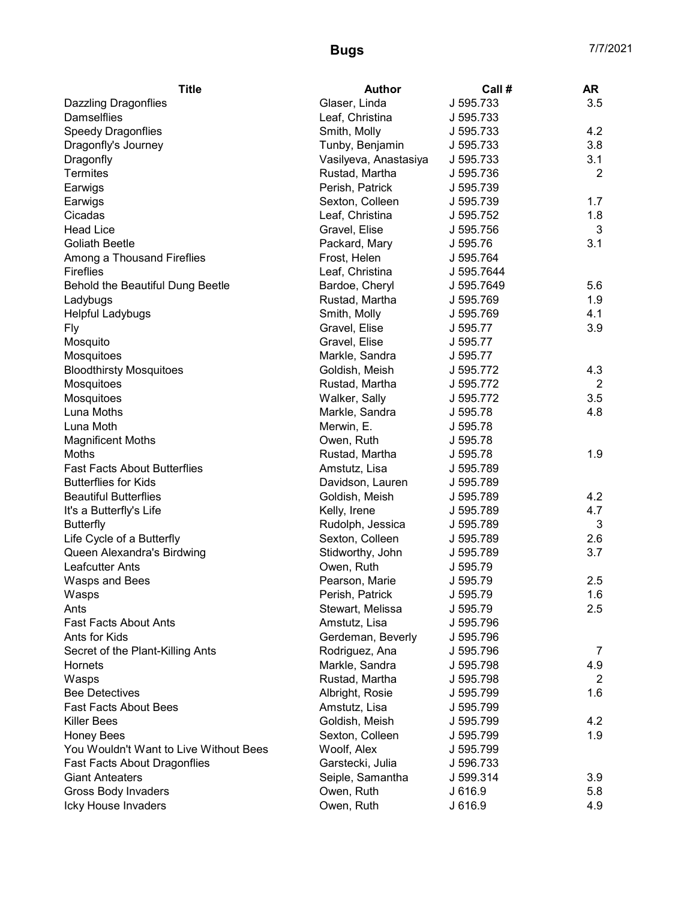# Bugs

7/7/2021

| Title | Author | Call # | AR |
|---|---|---|---|
| Dazzling Dragonflies | Glaser, Linda | J 595.733 | 3.5 |
| Damselflies | Leaf, Christina | J 595.733 | |
| Speedy Dragonflies | Smith, Molly | J 595.733 | 4.2 |
| Dragonfly's Journey | Tunby, Benjamin | J 595.733 | 3.8 |
| Dragonfly | Vasilyeva, Anastasiya | J 595.733 | 3.1 |
| Termites | Rustad, Martha | J 595.736 | 2 |
| Earwigs | Perish, Patrick | J 595.739 | |
| Earwigs | Sexton, Colleen | J 595.739 | 1.7 |
| Cicadas | Leaf, Christina | J 595.752 | 1.8 |
| Head Lice | Gravel, Elise | J 595.756 | 3 |
| Goliath Beetle | Packard, Mary | J 595.76 | 3.1 |
| Among a Thousand Fireflies | Frost, Helen | J 595.764 | |
| Fireflies | Leaf, Christina | J 595.7644 | |
| Behold the Beautiful Dung Beetle | Bardoe, Cheryl | J 595.7649 | 5.6 |
| Ladybugs | Rustad, Martha | J 595.769 | 1.9 |
| Helpful Ladybugs | Smith, Molly | J 595.769 | 4.1 |
| Fly | Gravel, Elise | J 595.77 | 3.9 |
| Mosquito | Gravel, Elise | J 595.77 | |
| Mosquitoes | Markle, Sandra | J 595.77 | |
| Bloodthirsty Mosquitoes | Goldish, Meish | J 595.772 | 4.3 |
| Mosquitoes | Rustad, Martha | J 595.772 | 2 |
| Mosquitoes | Walker, Sally | J 595.772 | 3.5 |
| Luna Moths | Markle, Sandra | J 595.78 | 4.8 |
| Luna Moth | Merwin, E. | J 595.78 | |
| Magnificent Moths | Owen, Ruth | J 595.78 | |
| Moths | Rustad, Martha | J 595.78 | 1.9 |
| Fast Facts About Butterflies | Amstutz, Lisa | J 595.789 | |
| Butterflies for Kids | Davidson, Lauren | J 595.789 | |
| Beautiful Butterflies | Goldish, Meish | J 595.789 | 4.2 |
| It's a Butterfly's Life | Kelly, Irene | J 595.789 | 4.7 |
| Butterfly | Rudolph, Jessica | J 595.789 | 3 |
| Life Cycle of a Butterfly | Sexton, Colleen | J 595.789 | 2.6 |
| Queen Alexandra's Birdwing | Stidworthy, John | J 595.789 | 3.7 |
| Leafcutter Ants | Owen, Ruth | J 595.79 | |
| Wasps and Bees | Pearson, Marie | J 595.79 | 2.5 |
| Wasps | Perish, Patrick | J 595.79 | 1.6 |
| Ants | Stewart, Melissa | J 595.79 | 2.5 |
| Fast Facts About Ants | Amstutz, Lisa | J 595.796 | |
| Ants for Kids | Gerdeman, Beverly | J 595.796 | |
| Secret of the Plant-Killing Ants | Rodriguez, Ana | J 595.796 | 7 |
| Hornets | Markle, Sandra | J 595.798 | 4.9 |
| Wasps | Rustad, Martha | J 595.798 | 2 |
| Bee Detectives | Albright, Rosie | J 595.799 | 1.6 |
| Fast Facts About Bees | Amstutz, Lisa | J 595.799 | |
| Killer Bees | Goldish, Meish | J 595.799 | 4.2 |
| Honey Bees | Sexton, Colleen | J 595.799 | 1.9 |
| You Wouldn't Want to Live Without Bees | Woolf, Alex | J 595.799 | |
| Fast Facts About Dragonflies | Garstecki, Julia | J 596.733 | |
| Giant Anteaters | Seiple, Samantha | J 599.314 | 3.9 |
| Gross Body Invaders | Owen, Ruth | J 616.9 | 5.8 |
| Icky House Invaders | Owen, Ruth | J 616.9 | 4.9 |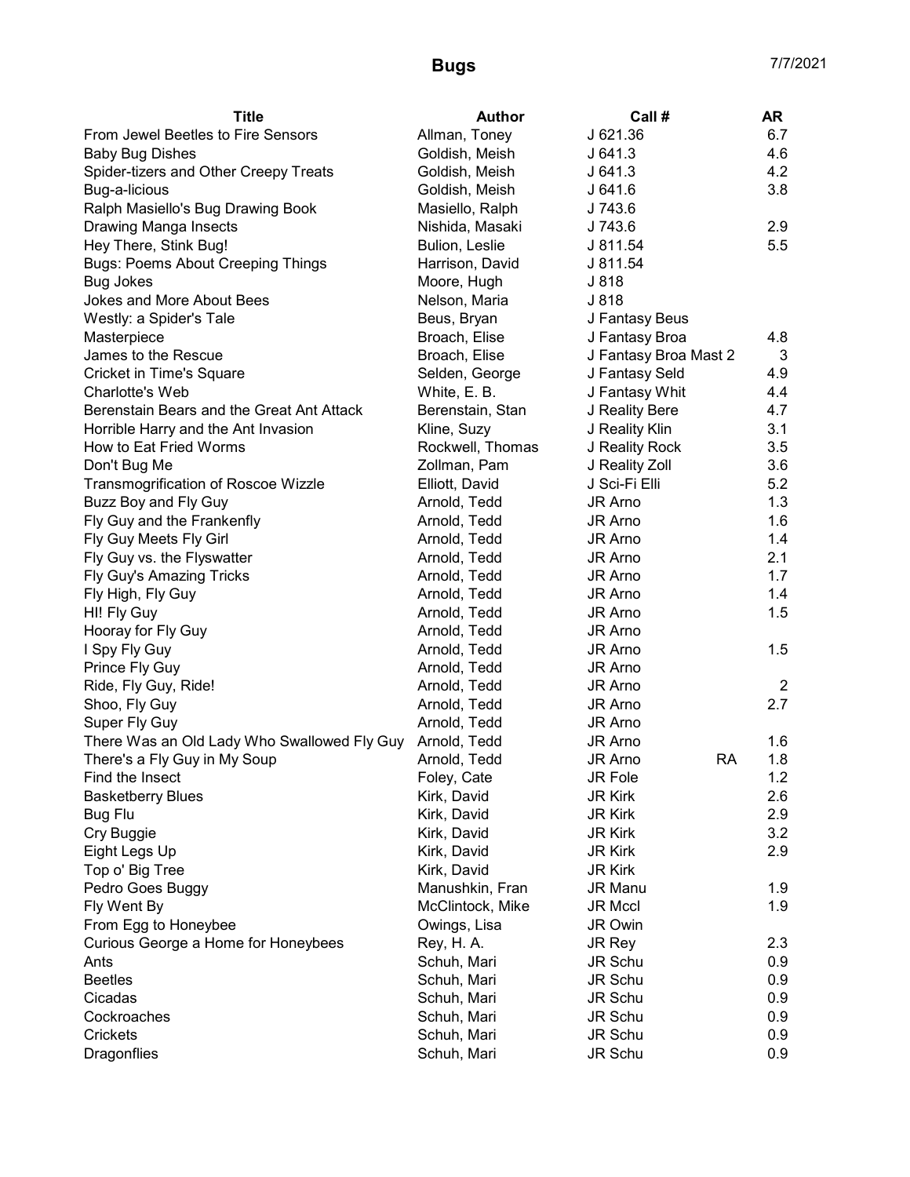# Bugs

7/7/2021

| Title | Author | Call # | AR |
|---|---|---|---|
| From Jewel Beetles to Fire Sensors | Allman, Toney | J 621.36 | 6.7 |
| Baby Bug Dishes | Goldish, Meish | J 641.3 | 4.6 |
| Spider-tizers and Other Creepy Treats | Goldish, Meish | J 641.3 | 4.2 |
| Bug-a-licious | Goldish, Meish | J 641.6 | 3.8 |
| Ralph Masiello's Bug Drawing Book | Masiello, Ralph | J 743.6 | |
| Drawing Manga Insects | Nishida, Masaki | J 743.6 | 2.9 |
| Hey There, Stink Bug! | Bulion, Leslie | J 811.54 | 5.5 |
| Bugs: Poems About Creeping Things | Harrison, David | J 811.54 | |
| Bug Jokes | Moore, Hugh | J 818 | |
| Jokes and More About Bees | Nelson, Maria | J 818 | |
| Westly: a Spider's Tale | Beus, Bryan | J Fantasy Beus | |
| Masterpiece | Broach, Elise | J Fantasy Broa | 4.8 |
| James to the Rescue | Broach, Elise | J Fantasy Broa Mast 2 | 3 |
| Cricket in Time's Square | Selden, George | J Fantasy Seld | 4.9 |
| Charlotte's Web | White, E. B. | J Fantasy Whit | 4.4 |
| Berenstain Bears and the Great Ant Attack | Berenstain, Stan | J Reality Bere | 4.7 |
| Horrible Harry and the Ant Invasion | Kline, Suzy | J Reality Klin | 3.1 |
| How to Eat Fried Worms | Rockwell, Thomas | J Reality Rock | 3.5 |
| Don't Bug Me | Zollman, Pam | J Reality Zoll | 3.6 |
| Transmogrification of Roscoe Wizzle | Elliott, David | J Sci-Fi Elli | 5.2 |
| Buzz Boy and Fly Guy | Arnold, Tedd | JR Arno | 1.3 |
| Fly Guy and the Frankenfly | Arnold, Tedd | JR Arno | 1.6 |
| Fly Guy Meets Fly Girl | Arnold, Tedd | JR Arno | 1.4 |
| Fly Guy vs. the Flyswatter | Arnold, Tedd | JR Arno | 2.1 |
| Fly Guy's Amazing Tricks | Arnold, Tedd | JR Arno | 1.7 |
| Fly High, Fly Guy | Arnold, Tedd | JR Arno | 1.4 |
| HI! Fly Guy | Arnold, Tedd | JR Arno | 1.5 |
| Hooray for Fly Guy | Arnold, Tedd | JR Arno | |
| I Spy Fly Guy | Arnold, Tedd | JR Arno | 1.5 |
| Prince Fly Guy | Arnold, Tedd | JR Arno | |
| Ride, Fly Guy, Ride! | Arnold, Tedd | JR Arno | 2 |
| Shoo, Fly Guy | Arnold, Tedd | JR Arno | 2.7 |
| Super Fly Guy | Arnold, Tedd | JR Arno | |
| There Was an Old Lady Who Swallowed Fly Guy | Arnold, Tedd | JR Arno | 1.6 |
| There's a Fly Guy in My Soup | Arnold, Tedd | JR Arno RA | 1.8 |
| Find the Insect | Foley, Cate | JR Fole | 1.2 |
| Basketberry Blues | Kirk, David | JR Kirk | 2.6 |
| Bug Flu | Kirk, David | JR Kirk | 2.9 |
| Cry Buggie | Kirk, David | JR Kirk | 3.2 |
| Eight Legs Up | Kirk, David | JR Kirk | 2.9 |
| Top o' Big Tree | Kirk, David | JR Kirk | |
| Pedro Goes Buggy | Manushkin, Fran | JR Manu | 1.9 |
| Fly Went By | McClintock, Mike | JR Mccl | 1.9 |
| From Egg to Honeybee | Owings, Lisa | JR Owin | |
| Curious George a Home for Honeybees | Rey, H. A. | JR Rey | 2.3 |
| Ants | Schuh, Mari | JR Schu | 0.9 |
| Beetles | Schuh, Mari | JR Schu | 0.9 |
| Cicadas | Schuh, Mari | JR Schu | 0.9 |
| Cockroaches | Schuh, Mari | JR Schu | 0.9 |
| Crickets | Schuh, Mari | JR Schu | 0.9 |
| Dragonflies | Schuh, Mari | JR Schu | 0.9 |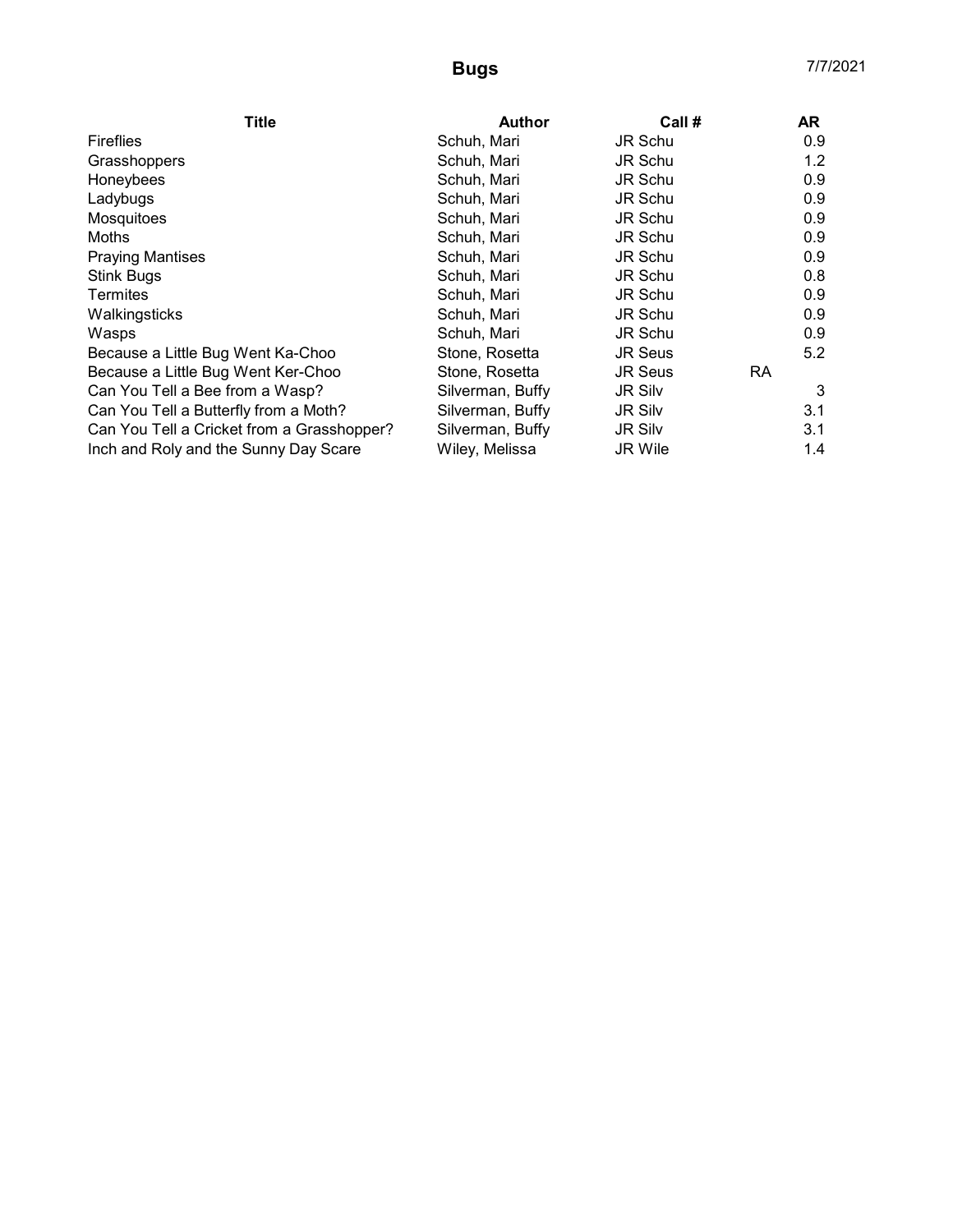# Bugs

7/7/2021

| Title | Author | Call # | AR |
|---|---|---|---|
| Fireflies | Schuh, Mari | JR Schu | 0.9 |
| Grasshoppers | Schuh, Mari | JR Schu | 1.2 |
| Honeybees | Schuh, Mari | JR Schu | 0.9 |
| Ladybugs | Schuh, Mari | JR Schu | 0.9 |
| Mosquitoes | Schuh, Mari | JR Schu | 0.9 |
| Moths | Schuh, Mari | JR Schu | 0.9 |
| Praying Mantises | Schuh, Mari | JR Schu | 0.9 |
| Stink Bugs | Schuh, Mari | JR Schu | 0.8 |
| Termites | Schuh, Mari | JR Schu | 0.9 |
| Walkingsticks | Schuh, Mari | JR Schu | 0.9 |
| Wasps | Schuh, Mari | JR Schu | 0.9 |
| Because a Little Bug Went Ka-Choo | Stone, Rosetta | JR Seus | 5.2 |
| Because a Little Bug Went Ker-Choo | Stone, Rosetta | JR Seus | RA |
| Can You Tell a Bee from a Wasp? | Silverman, Buffy | JR Silv | 3 |
| Can You Tell a Butterfly from a Moth? | Silverman, Buffy | JR Silv | 3.1 |
| Can You Tell a Cricket from a Grasshopper? | Silverman, Buffy | JR Silv | 3.1 |
| Inch and Roly and the Sunny Day Scare | Wiley, Melissa | JR Wile | 1.4 |